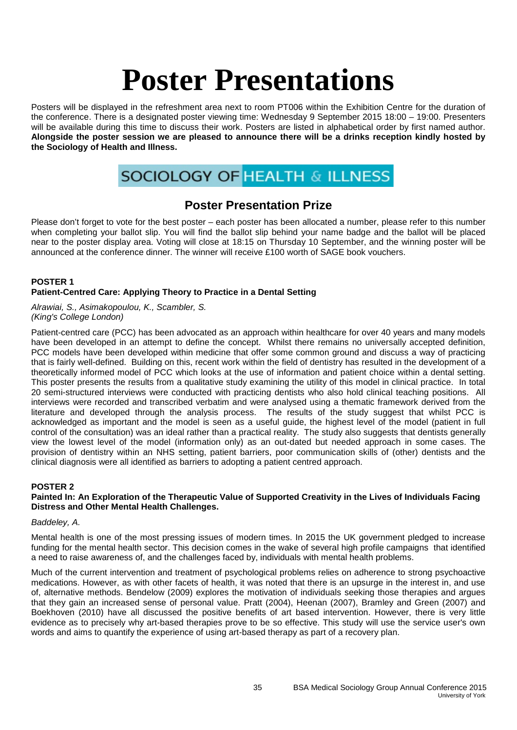# Poster Presentations

Posters will be displayed in the refreshment area next to room PT006 within the Exhibition Centre for the duration of the conference. There is a designated poster viewing time: Wednesday 9 September 2015 18:00 – 19:00. Presenters will be available during this time to discuss their work. Posters are listed in alphabetical order by first named author. **Alongside the poster session we are pleased to announce there will be a drinks reception kindly hosted by the Sociology of Health and Illness.**

SOCIOLOGY OF HEALTH & ILLNESS

## Poster Presentation Prize

Please don't forget to vote for the best poster – each poster has been allocated a number, please refer to this number when completing your ballot slip. You will find the ballot slip behind your name badge and the ballot will be placed near to the poster display area. Voting will close at 18:15 on Thursday 10 September, and the winning poster will be announced at the conference dinner. The winner will receive £100 worth of SAGE book vouchers.

### POSTER 1
**Patient-Centred Care: Applying Theory to Practice in a Dental Setting**

*Alrawiai, S., Asimakopoulou, K., Scambler, S.*
*(King's College London)*

Patient-centred care (PCC) has been advocated as an approach within healthcare for over 40 years and many models have been developed in an attempt to define the concept. Whilst there remains no universally accepted definition, PCC models have been developed within medicine that offer some common ground and discuss a way of practicing that is fairly well-defined. Building on this, recent work within the field of dentistry has resulted in the development of a theoretically informed model of PCC which looks at the use of information and patient choice within a dental setting. This poster presents the results from a qualitative study examining the utility of this model in clinical practice. In total 20 semi-structured interviews were conducted with practicing dentists who also hold clinical teaching positions. All interviews were recorded and transcribed verbatim and were analysed using a thematic framework derived from the literature and developed through the analysis process. The results of the study suggest that whilst PCC is acknowledged as important and the model is seen as a useful guide, the highest level of the model (patient in full control of the consultation) was an ideal rather than a practical reality. The study also suggests that dentists generally view the lowest level of the model (information only) as an out-dated but needed approach in some cases. The provision of dentistry within an NHS setting, patient barriers, poor communication skills of (other) dentists and the clinical diagnosis were all identified as barriers to adopting a patient centred approach.

### POSTER 2
**Painted In: An Exploration of the Therapeutic Value of Supported Creativity in the Lives of Individuals Facing Distress and Other Mental Health Challenges.**

*Baddeley, A.*

Mental health is one of the most pressing issues of modern times. In 2015 the UK government pledged to increase funding for the mental health sector. This decision comes in the wake of several high profile campaigns that identified a need to raise awareness of, and the challenges faced by, individuals with mental health problems.

Much of the current intervention and treatment of psychological problems relies on adherence to strong psychoactive medications. However, as with other facets of health, it was noted that there is an upsurge in the interest in, and use of, alternative methods. Bendelow (2009) explores the motivation of individuals seeking those therapies and argues that they gain an increased sense of personal value. Pratt (2004), Heenan (2007), Bramley and Green (2007) and Boekhoven (2010) have all discussed the positive benefits of art based intervention. However, there is very little evidence as to precisely why art-based therapies prove to be so effective. This study will use the service user's own words and aims to quantify the experience of using art-based therapy as part of a recovery plan.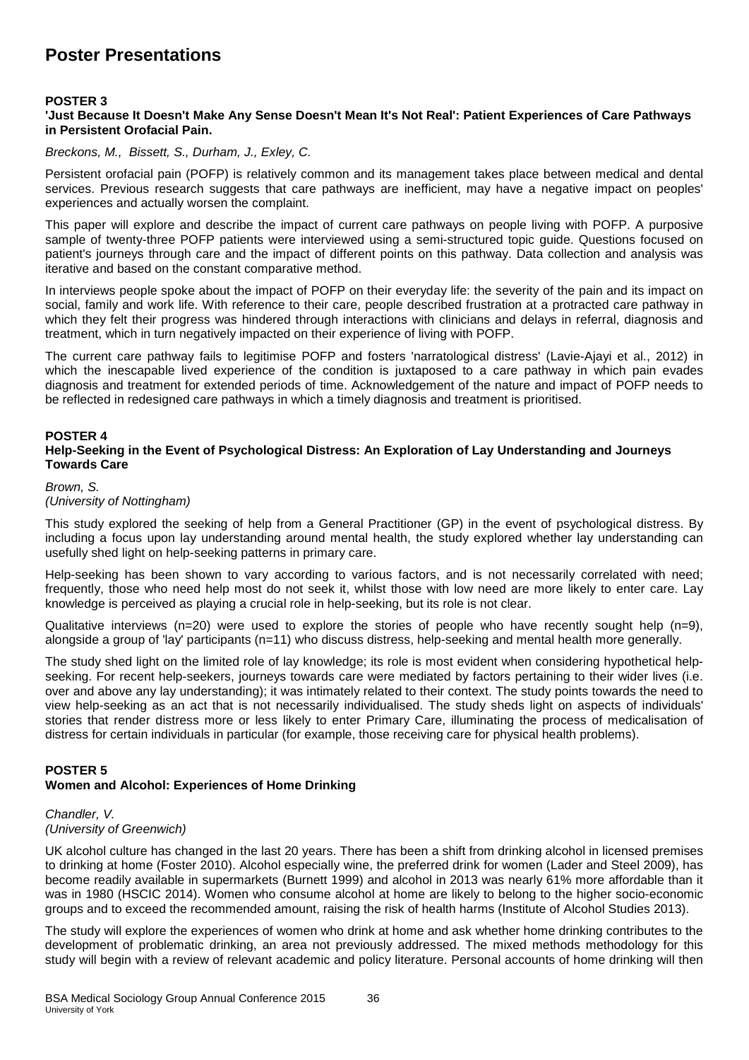# Poster Presentations

### POSTER 3

**'Just Because It Doesn't Make Any Sense Doesn't Mean It's Not Real': Patient Experiences of Care Pathways in Persistent Orofacial Pain.**

*Breckons, M., Bissett, S., Durham, J., Exley, C.*

Persistent orofacial pain (POFP) is relatively common and its management takes place between medical and dental services. Previous research suggests that care pathways are inefficient, may have a negative impact on peoples' experiences and actually worsen the complaint.

This paper will explore and describe the impact of current care pathways on people living with POFP. A purposive sample of twenty-three POFP patients were interviewed using a semi-structured topic guide. Questions focused on patient's journeys through care and the impact of different points on this pathway. Data collection and analysis was iterative and based on the constant comparative method.

In interviews people spoke about the impact of POFP on their everyday life: the severity of the pain and its impact on social, family and work life. With reference to their care, people described frustration at a protracted care pathway in which they felt their progress was hindered through interactions with clinicians and delays in referral, diagnosis and treatment, which in turn negatively impacted on their experience of living with POFP.

The current care pathway fails to legitimise POFP and fosters 'narratological distress' (Lavie-Ajayi et al., 2012) in which the inescapable lived experience of the condition is juxtaposed to a care pathway in which pain evades diagnosis and treatment for extended periods of time. Acknowledgement of the nature and impact of POFP needs to be reflected in redesigned care pathways in which a timely diagnosis and treatment is prioritised.

### POSTER 4

**Help-Seeking in the Event of Psychological Distress: An Exploration of Lay Understanding and Journeys Towards Care**

*Brown, S.*
*(University of Nottingham)*

This study explored the seeking of help from a General Practitioner (GP) in the event of psychological distress. By including a focus upon lay understanding around mental health, the study explored whether lay understanding can usefully shed light on help-seeking patterns in primary care.

Help-seeking has been shown to vary according to various factors, and is not necessarily correlated with need; frequently, those who need help most do not seek it, whilst those with low need are more likely to enter care. Lay knowledge is perceived as playing a crucial role in help-seeking, but its role is not clear.

Qualitative interviews (n=20) were used to explore the stories of people who have recently sought help (n=9), alongside a group of 'lay' participants (n=11) who discuss distress, help-seeking and mental health more generally.

The study shed light on the limited role of lay knowledge; its role is most evident when considering hypothetical help-seeking. For recent help-seekers, journeys towards care were mediated by factors pertaining to their wider lives (i.e. over and above any lay understanding); it was intimately related to their context. The study points towards the need to view help-seeking as an act that is not necessarily individualised. The study sheds light on aspects of individuals' stories that render distress more or less likely to enter Primary Care, illuminating the process of medicalisation of distress for certain individuals in particular (for example, those receiving care for physical health problems).

### POSTER 5

**Women and Alcohol: Experiences of Home Drinking**

*Chandler, V.*
*(University of Greenwich)*

UK alcohol culture has changed in the last 20 years. There has been a shift from drinking alcohol in licensed premises to drinking at home (Foster 2010). Alcohol especially wine, the preferred drink for women (Lader and Steel 2009), has become readily available in supermarkets (Burnett 1999) and alcohol in 2013 was nearly 61% more affordable than it was in 1980 (HSCIC 2014). Women who consume alcohol at home are likely to belong to the higher socio-economic groups and to exceed the recommended amount, raising the risk of health harms (Institute of Alcohol Studies 2013).

The study will explore the experiences of women who drink at home and ask whether home drinking contributes to the development of problematic drinking, an area not previously addressed. The mixed methods methodology for this study will begin with a review of relevant academic and policy literature. Personal accounts of home drinking will then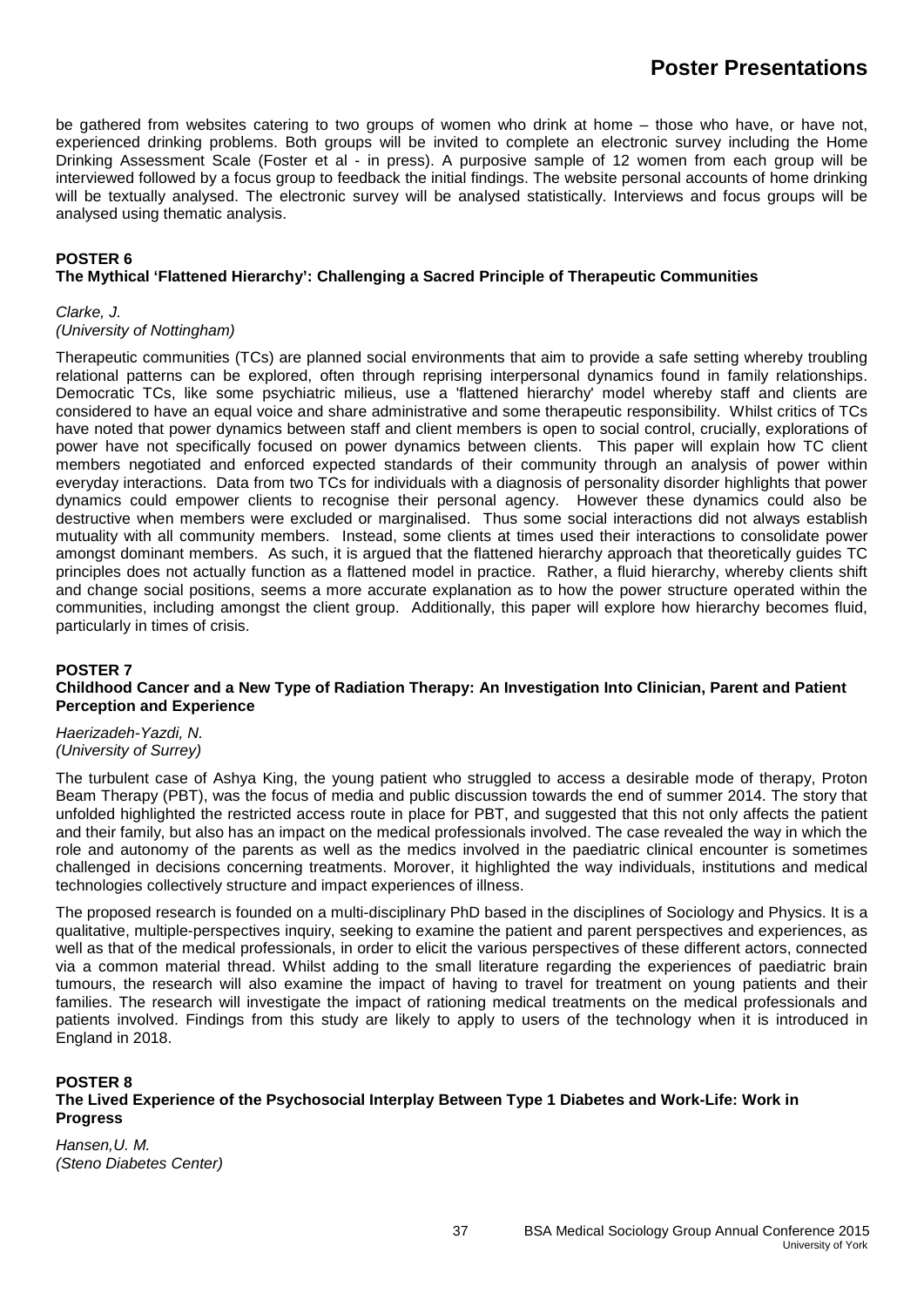be gathered from websites catering to two groups of women who drink at home – those who have, or have not, experienced drinking problems. Both groups will be invited to complete an electronic survey including the Home Drinking Assessment Scale (Foster et al - in press). A purposive sample of 12 women from each group will be interviewed followed by a focus group to feedback the initial findings. The website personal accounts of home drinking will be textually analysed. The electronic survey will be analysed statistically. Interviews and focus groups will be analysed using thematic analysis.

**POSTER 6**
**The Mythical 'Flattened Hierarchy': Challenging a Sacred Principle of Therapeutic Communities**

*Clarke, J.*
*(University of Nottingham)*

Therapeutic communities (TCs) are planned social environments that aim to provide a safe setting whereby troubling relational patterns can be explored, often through reprising interpersonal dynamics found in family relationships. Democratic TCs, like some psychiatric milieus, use a 'flattened hierarchy' model whereby staff and clients are considered to have an equal voice and share administrative and some therapeutic responsibility. Whilst critics of TCs have noted that power dynamics between staff and client members is open to social control, crucially, explorations of power have not specifically focused on power dynamics between clients. This paper will explain how TC client members negotiated and enforced expected standards of their community through an analysis of power within everyday interactions. Data from two TCs for individuals with a diagnosis of personality disorder highlights that power dynamics could empower clients to recognise their personal agency. However these dynamics could also be destructive when members were excluded or marginalised. Thus some social interactions did not always establish mutuality with all community members. Instead, some clients at times used their interactions to consolidate power amongst dominant members. As such, it is argued that the flattened hierarchy approach that theoretically guides TC principles does not actually function as a flattened model in practice. Rather, a fluid hierarchy, whereby clients shift and change social positions, seems a more accurate explanation as to how the power structure operated within the communities, including amongst the client group. Additionally, this paper will explore how hierarchy becomes fluid, particularly in times of crisis.

**POSTER 7**
**Childhood Cancer and a New Type of Radiation Therapy: An Investigation Into Clinician, Parent and Patient Perception and Experience**

*Haerizadeh-Yazdi, N.*
*(University of Surrey)*

The turbulent case of Ashya King, the young patient who struggled to access a desirable mode of therapy, Proton Beam Therapy (PBT), was the focus of media and public discussion towards the end of summer 2014. The story that unfolded highlighted the restricted access route in place for PBT, and suggested that this not only affects the patient and their family, but also has an impact on the medical professionals involved. The case revealed the way in which the role and autonomy of the parents as well as the medics involved in the paediatric clinical encounter is sometimes challenged in decisions concerning treatments. Morover, it highlighted the way individuals, institutions and medical technologies collectively structure and impact experiences of illness.

The proposed research is founded on a multi-disciplinary PhD based in the disciplines of Sociology and Physics. It is a qualitative, multiple-perspectives inquiry, seeking to examine the patient and parent perspectives and experiences, as well as that of the medical professionals, in order to elicit the various perspectives of these different actors, connected via a common material thread. Whilst adding to the small literature regarding the experiences of paediatric brain tumours, the research will also examine the impact of having to travel for treatment on young patients and their families. The research will investigate the impact of rationing medical treatments on the medical professionals and patients involved. Findings from this study are likely to apply to users of the technology when it is introduced in England in 2018.

**POSTER 8**
**The Lived Experience of the Psychosocial Interplay Between Type 1 Diabetes and Work-Life: Work in Progress**

*Hansen,U. M.*
*(Steno Diabetes Center)*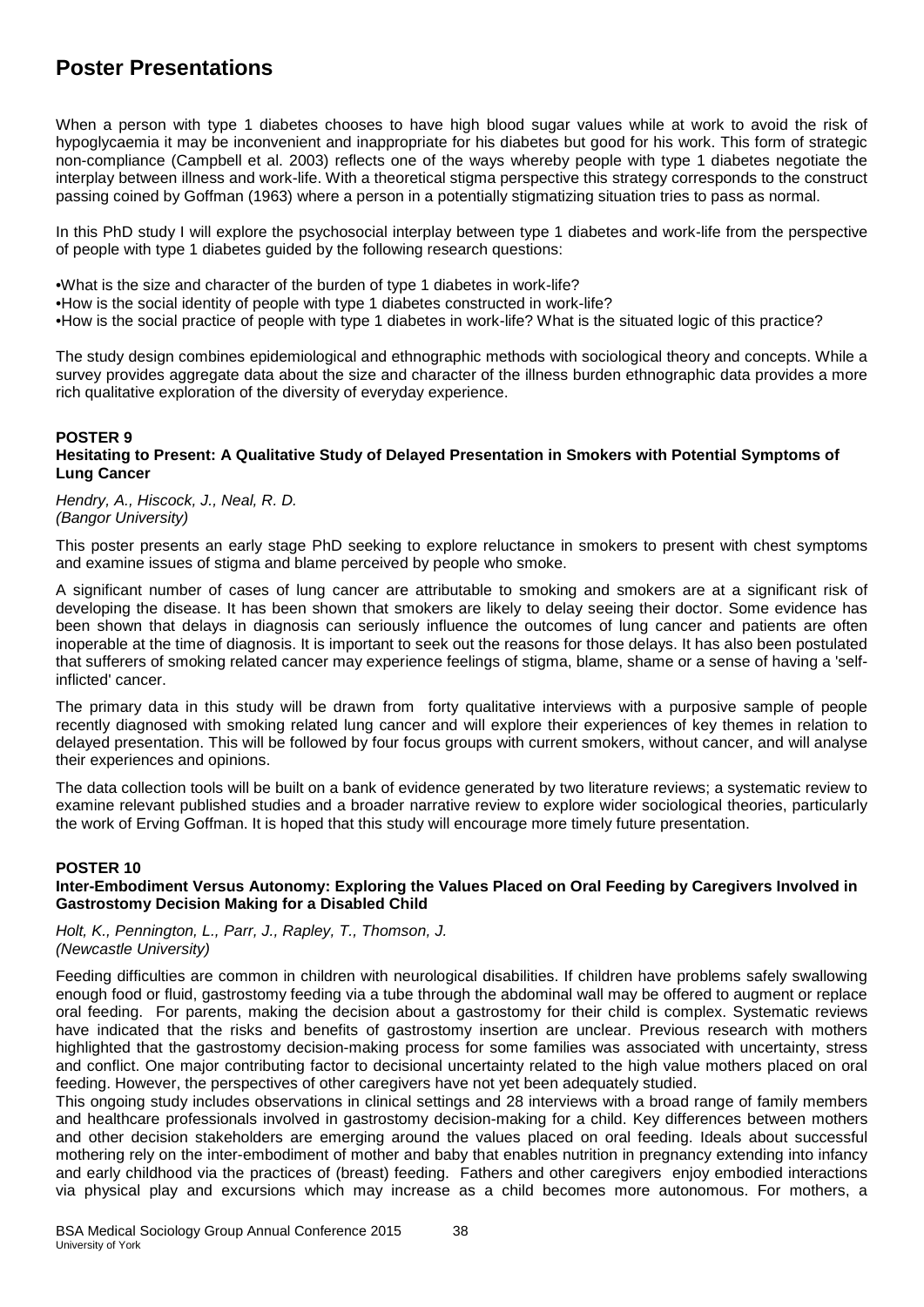# Poster Presentations

When a person with type 1 diabetes chooses to have high blood sugar values while at work to avoid the risk of hypoglycaemia it may be inconvenient and inappropriate for his diabetes but good for his work. This form of strategic non-compliance (Campbell et al. 2003) reflects one of the ways whereby people with type 1 diabetes negotiate the interplay between illness and work-life. With a theoretical stigma perspective this strategy corresponds to the construct passing coined by Goffman (1963) where a person in a potentially stigmatizing situation tries to pass as normal.

In this PhD study I will explore the psychosocial interplay between type 1 diabetes and work-life from the perspective of people with type 1 diabetes guided by the following research questions:

- What is the size and character of the burden of type 1 diabetes in work-life?
- How is the social identity of people with type 1 diabetes constructed in work-life?
- How is the social practice of people with type 1 diabetes in work-life? What is the situated logic of this practice?

The study design combines epidemiological and ethnographic methods with sociological theory and concepts. While a survey provides aggregate data about the size and character of the illness burden ethnographic data provides a more rich qualitative exploration of the diversity of everyday experience.

**POSTER 9**
**Hesitating to Present: A Qualitative Study of Delayed Presentation in Smokers with Potential Symptoms of Lung Cancer**

*Hendry, A., Hiscock, J., Neal, R. D.*
*(Bangor University)*

This poster presents an early stage PhD seeking to explore reluctance in smokers to present with chest symptoms and examine issues of stigma and blame perceived by people who smoke.

A significant number of cases of lung cancer are attributable to smoking and smokers are at a significant risk of developing the disease. It has been shown that smokers are likely to delay seeing their doctor. Some evidence has been shown that delays in diagnosis can seriously influence the outcomes of lung cancer and patients are often inoperable at the time of diagnosis. It is important to seek out the reasons for those delays. It has also been postulated that sufferers of smoking related cancer may experience feelings of stigma, blame, shame or a sense of having a 'self-inflicted' cancer.

The primary data in this study will be drawn from forty qualitative interviews with a purposive sample of people recently diagnosed with smoking related lung cancer and will explore their experiences of key themes in relation to delayed presentation. This will be followed by four focus groups with current smokers, without cancer, and will analyse their experiences and opinions.

The data collection tools will be built on a bank of evidence generated by two literature reviews; a systematic review to examine relevant published studies and a broader narrative review to explore wider sociological theories, particularly the work of Erving Goffman. It is hoped that this study will encourage more timely future presentation.

**POSTER 10**
**Inter-Embodiment Versus Autonomy: Exploring the Values Placed on Oral Feeding by Caregivers Involved in Gastrostomy Decision Making for a Disabled Child**

*Holt, K., Pennington, L., Parr, J., Rapley, T., Thomson, J.*
*(Newcastle University)*

Feeding difficulties are common in children with neurological disabilities. If children have problems safely swallowing enough food or fluid, gastrostomy feeding via a tube through the abdominal wall may be offered to augment or replace oral feeding. For parents, making the decision about a gastrostomy for their child is complex. Systematic reviews have indicated that the risks and benefits of gastrostomy insertion are unclear. Previous research with mothers highlighted that the gastrostomy decision-making process for some families was associated with uncertainty, stress and conflict. One major contributing factor to decisional uncertainty related to the high value mothers placed on oral feeding. However, the perspectives of other caregivers have not yet been adequately studied.

This ongoing study includes observations in clinical settings and 28 interviews with a broad range of family members and healthcare professionals involved in gastrostomy decision-making for a child. Key differences between mothers and other decision stakeholders are emerging around the values placed on oral feeding. Ideals about successful mothering rely on the inter-embodiment of mother and baby that enables nutrition in pregnancy extending into infancy and early childhood via the practices of (breast) feeding. Fathers and other caregivers enjoy embodied interactions via physical play and excursions which may increase as a child becomes more autonomous. For mothers, a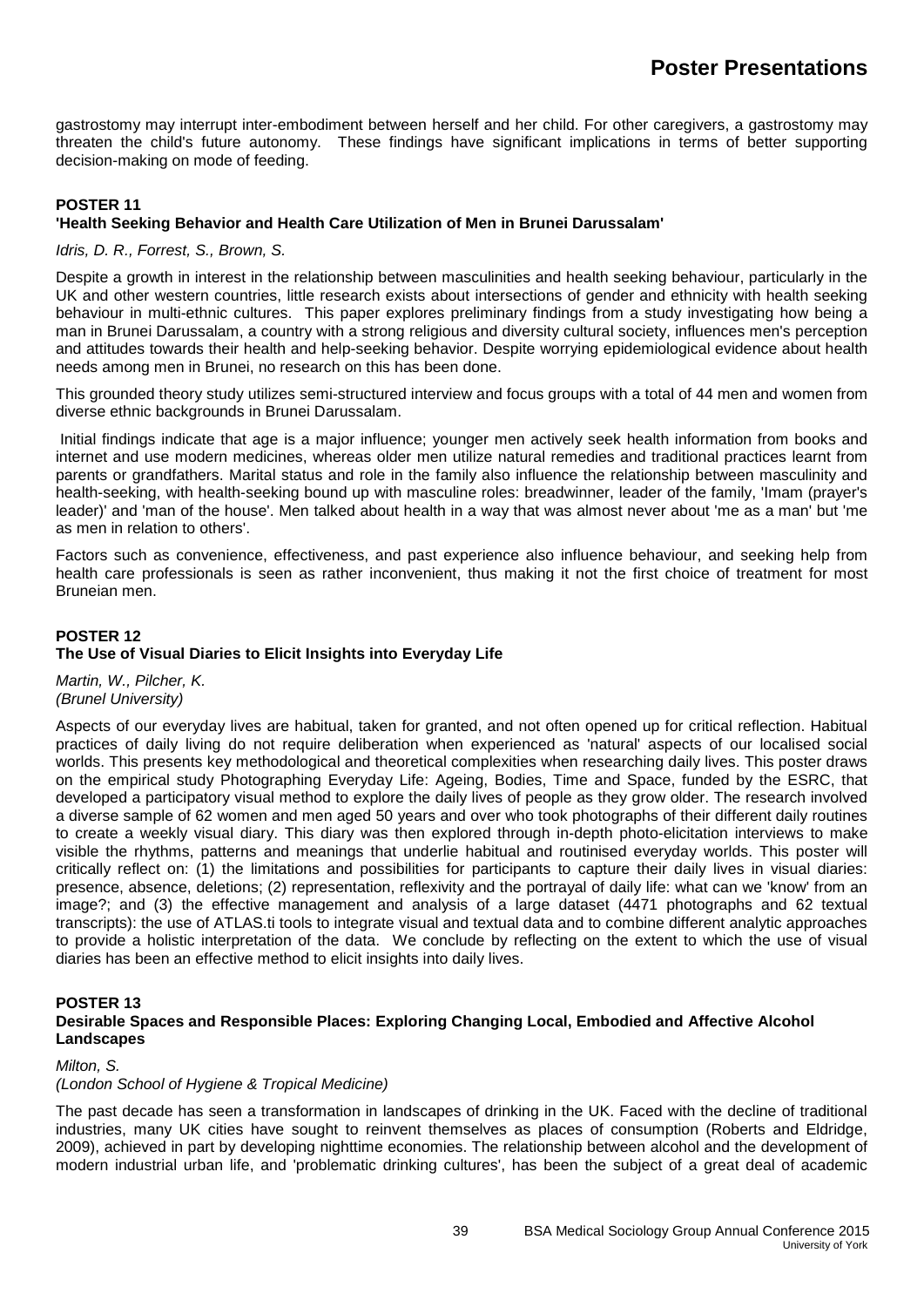gastrostomy may interrupt inter-embodiment between herself and her child. For other caregivers, a gastrostomy may threaten the child's future autonomy. These findings have significant implications in terms of better supporting decision-making on mode of feeding.

### POSTER 11

**'Health Seeking Behavior and Health Care Utilization of Men in Brunei Darussalam'**

*Idris, D. R., Forrest, S., Brown, S.*

Despite a growth in interest in the relationship between masculinities and health seeking behaviour, particularly in the UK and other western countries, little research exists about intersections of gender and ethnicity with health seeking behaviour in multi-ethnic cultures. This paper explores preliminary findings from a study investigating how being a man in Brunei Darussalam, a country with a strong religious and diversity cultural society, influences men's perception and attitudes towards their health and help-seeking behavior. Despite worrying epidemiological evidence about health needs among men in Brunei, no research on this has been done.

This grounded theory study utilizes semi-structured interview and focus groups with a total of 44 men and women from diverse ethnic backgrounds in Brunei Darussalam.

Initial findings indicate that age is a major influence; younger men actively seek health information from books and internet and use modern medicines, whereas older men utilize natural remedies and traditional practices learnt from parents or grandfathers. Marital status and role in the family also influence the relationship between masculinity and health-seeking, with health-seeking bound up with masculine roles: breadwinner, leader of the family, 'Imam (prayer's leader)' and 'man of the house'. Men talked about health in a way that was almost never about 'me as a man' but 'me as men in relation to others'.

Factors such as convenience, effectiveness, and past experience also influence behaviour, and seeking help from health care professionals is seen as rather inconvenient, thus making it not the first choice of treatment for most Bruneian men.

### POSTER 12

**The Use of Visual Diaries to Elicit Insights into Everyday Life**

*Martin, W., Pilcher, K.*
*(Brunel University)*

Aspects of our everyday lives are habitual, taken for granted, and not often opened up for critical reflection. Habitual practices of daily living do not require deliberation when experienced as 'natural' aspects of our localised social worlds. This presents key methodological and theoretical complexities when researching daily lives. This poster draws on the empirical study Photographing Everyday Life: Ageing, Bodies, Time and Space, funded by the ESRC, that developed a participatory visual method to explore the daily lives of people as they grow older. The research involved a diverse sample of 62 women and men aged 50 years and over who took photographs of their different daily routines to create a weekly visual diary. This diary was then explored through in-depth photo-elicitation interviews to make visible the rhythms, patterns and meanings that underlie habitual and routinised everyday worlds. This poster will critically reflect on: (1) the limitations and possibilities for participants to capture their daily lives in visual diaries: presence, absence, deletions; (2) representation, reflexivity and the portrayal of daily life: what can we 'know' from an image?; and (3) the effective management and analysis of a large dataset (4471 photographs and 62 textual transcripts): the use of ATLAS.ti tools to integrate visual and textual data and to combine different analytic approaches to provide a holistic interpretation of the data. We conclude by reflecting on the extent to which the use of visual diaries has been an effective method to elicit insights into daily lives.

### POSTER 13

**Desirable Spaces and Responsible Places: Exploring Changing Local, Embodied and Affective Alcohol Landscapes**

*Milton, S.*
*(London School of Hygiene & Tropical Medicine)*

The past decade has seen a transformation in landscapes of drinking in the UK. Faced with the decline of traditional industries, many UK cities have sought to reinvent themselves as places of consumption (Roberts and Eldridge, 2009), achieved in part by developing nighttime economies. The relationship between alcohol and the development of modern industrial urban life, and 'problematic drinking cultures', has been the subject of a great deal of academic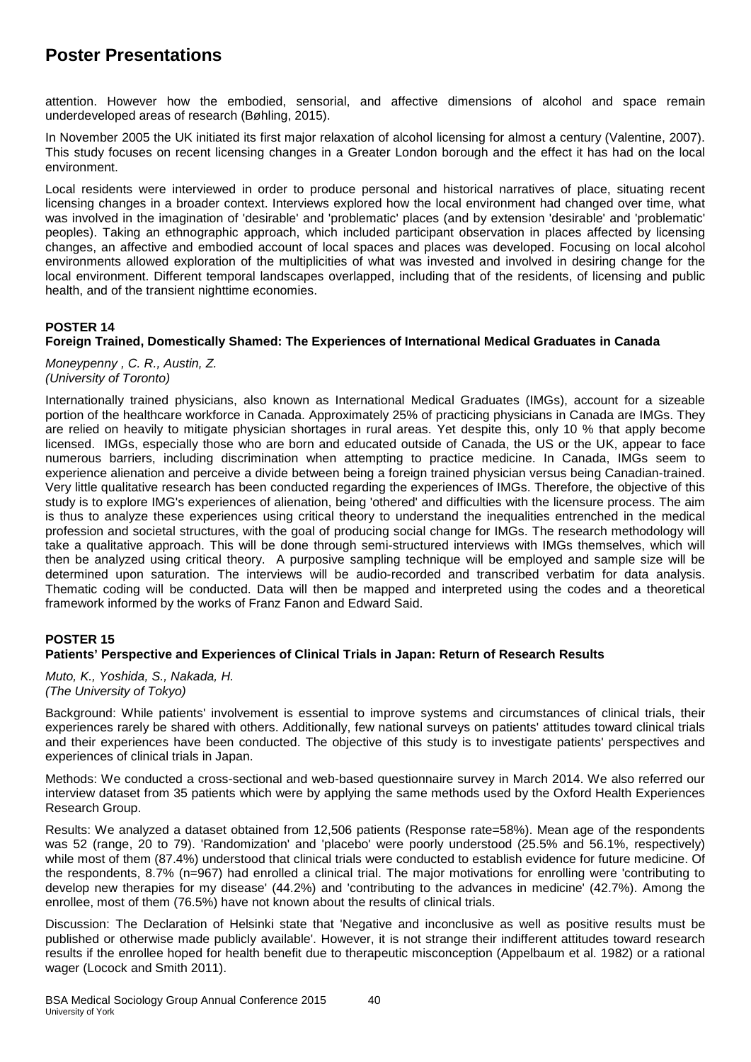attention. However how the embodied, sensorial, and affective dimensions of alcohol and space remain underdeveloped areas of research (Bøhling, 2015).

In November 2005 the UK initiated its first major relaxation of alcohol licensing for almost a century (Valentine, 2007). This study focuses on recent licensing changes in a Greater London borough and the effect it has had on the local environment.

Local residents were interviewed in order to produce personal and historical narratives of place, situating recent licensing changes in a broader context. Interviews explored how the local environment had changed over time, what was involved in the imagination of 'desirable' and 'problematic' places (and by extension 'desirable' and 'problematic' peoples). Taking an ethnographic approach, which included participant observation in places affected by licensing changes, an affective and embodied account of local spaces and places was developed. Focusing on local alcohol environments allowed exploration of the multiplicities of what was invested and involved in desiring change for the local environment. Different temporal landscapes overlapped, including that of the residents, of licensing and public health, and of the transient nighttime economies.

### POSTER 14
### Foreign Trained, Domestically Shamed: The Experiences of International Medical Graduates in Canada

*Moneypenny , C. R., Austin, Z.*
*(University of Toronto)*

Internationally trained physicians, also known as International Medical Graduates (IMGs), account for a sizeable portion of the healthcare workforce in Canada. Approximately 25% of practicing physicians in Canada are IMGs. They are relied on heavily to mitigate physician shortages in rural areas. Yet despite this, only 10 % that apply become licensed. IMGs, especially those who are born and educated outside of Canada, the US or the UK, appear to face numerous barriers, including discrimination when attempting to practice medicine. In Canada, IMGs seem to experience alienation and perceive a divide between being a foreign trained physician versus being Canadian-trained. Very little qualitative research has been conducted regarding the experiences of IMGs. Therefore, the objective of this study is to explore IMG's experiences of alienation, being 'othered' and difficulties with the licensure process. The aim is thus to analyze these experiences using critical theory to understand the inequalities entrenched in the medical profession and societal structures, with the goal of producing social change for IMGs. The research methodology will take a qualitative approach. This will be done through semi-structured interviews with IMGs themselves, which will then be analyzed using critical theory. A purposive sampling technique will be employed and sample size will be determined upon saturation. The interviews will be audio-recorded and transcribed verbatim for data analysis. Thematic coding will be conducted. Data will then be mapped and interpreted using the codes and a theoretical framework informed by the works of Franz Fanon and Edward Said.

### POSTER 15
### Patients' Perspective and Experiences of Clinical Trials in Japan: Return of Research Results

*Muto, K., Yoshida, S., Nakada, H.*
*(The University of Tokyo)*

Background: While patients' involvement is essential to improve systems and circumstances of clinical trials, their experiences rarely be shared with others. Additionally, few national surveys on patients' attitudes toward clinical trials and their experiences have been conducted. The objective of this study is to investigate patients' perspectives and experiences of clinical trials in Japan.

Methods: We conducted a cross-sectional and web-based questionnaire survey in March 2014. We also referred our interview dataset from 35 patients which were by applying the same methods used by the Oxford Health Experiences Research Group.

Results: We analyzed a dataset obtained from 12,506 patients (Response rate=58%). Mean age of the respondents was 52 (range, 20 to 79). 'Randomization' and 'placebo' were poorly understood (25.5% and 56.1%, respectively) while most of them (87.4%) understood that clinical trials were conducted to establish evidence for future medicine. Of the respondents, 8.7% (n=967) had enrolled a clinical trial. The major motivations for enrolling were 'contributing to develop new therapies for my disease' (44.2%) and 'contributing to the advances in medicine' (42.7%). Among the enrollee, most of them (76.5%) have not known about the results of clinical trials.

Discussion: The Declaration of Helsinki state that 'Negative and inconclusive as well as positive results must be published or otherwise made publicly available'. However, it is not strange their indifferent attitudes toward research results if the enrollee hoped for health benefit due to therapeutic misconception (Appelbaum et al. 1982) or a rational wager (Locock and Smith 2011).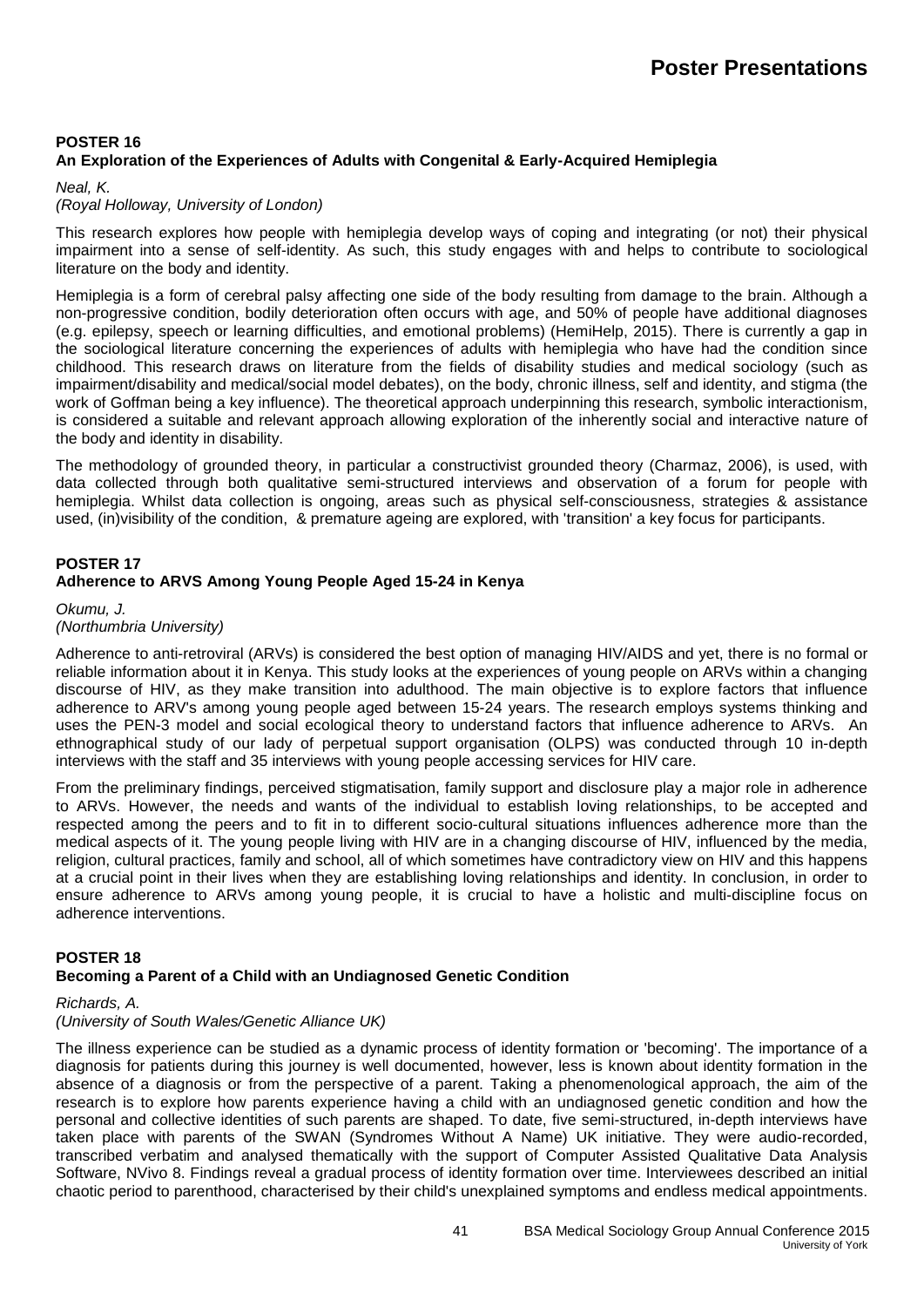### POSTER 16

**An Exploration of the Experiences of Adults with Congenital & Early-Acquired Hemiplegia**

*Neal, K.*
*(Royal Holloway, University of London)*

This research explores how people with hemiplegia develop ways of coping and integrating (or not) their physical impairment into a sense of self-identity. As such, this study engages with and helps to contribute to sociological literature on the body and identity.

Hemiplegia is a form of cerebral palsy affecting one side of the body resulting from damage to the brain. Although a non-progressive condition, bodily deterioration often occurs with age, and 50% of people have additional diagnoses (e.g. epilepsy, speech or learning difficulties, and emotional problems) (HemiHelp, 2015). There is currently a gap in the sociological literature concerning the experiences of adults with hemiplegia who have had the condition since childhood. This research draws on literature from the fields of disability studies and medical sociology (such as impairment/disability and medical/social model debates), on the body, chronic illness, self and identity, and stigma (the work of Goffman being a key influence). The theoretical approach underpinning this research, symbolic interactionism, is considered a suitable and relevant approach allowing exploration of the inherently social and interactive nature of the body and identity in disability.

The methodology of grounded theory, in particular a constructivist grounded theory (Charmaz, 2006), is used, with data collected through both qualitative semi-structured interviews and observation of a forum for people with hemiplegia. Whilst data collection is ongoing, areas such as physical self-consciousness, strategies & assistance used, (in)visibility of the condition, & premature ageing are explored, with 'transition' a key focus for participants.

### POSTER 17

**Adherence to ARVS Among Young People Aged 15-24 in Kenya**

*Okumu, J.*
*(Northumbria University)*

Adherence to anti-retroviral (ARVs) is considered the best option of managing HIV/AIDS and yet, there is no formal or reliable information about it in Kenya. This study looks at the experiences of young people on ARVs within a changing discourse of HIV, as they make transition into adulthood. The main objective is to explore factors that influence adherence to ARV's among young people aged between 15-24 years. The research employs systems thinking and uses the PEN-3 model and social ecological theory to understand factors that influence adherence to ARVs. An ethnographical study of our lady of perpetual support organisation (OLPS) was conducted through 10 in-depth interviews with the staff and 35 interviews with young people accessing services for HIV care.

From the preliminary findings, perceived stigmatisation, family support and disclosure play a major role in adherence to ARVs. However, the needs and wants of the individual to establish loving relationships, to be accepted and respected among the peers and to fit in to different socio-cultural situations influences adherence more than the medical aspects of it. The young people living with HIV are in a changing discourse of HIV, influenced by the media, religion, cultural practices, family and school, all of which sometimes have contradictory view on HIV and this happens at a crucial point in their lives when they are establishing loving relationships and identity. In conclusion, in order to ensure adherence to ARVs among young people, it is crucial to have a holistic and multi-discipline focus on adherence interventions.

### POSTER 18

**Becoming a Parent of a Child with an Undiagnosed Genetic Condition**

*Richards, A.*
*(University of South Wales/Genetic Alliance UK)*

The illness experience can be studied as a dynamic process of identity formation or 'becoming'. The importance of a diagnosis for patients during this journey is well documented, however, less is known about identity formation in the absence of a diagnosis or from the perspective of a parent. Taking a phenomenological approach, the aim of the research is to explore how parents experience having a child with an undiagnosed genetic condition and how the personal and collective identities of such parents are shaped. To date, five semi-structured, in-depth interviews have taken place with parents of the SWAN (Syndromes Without A Name) UK initiative. They were audio-recorded, transcribed verbatim and analysed thematically with the support of Computer Assisted Qualitative Data Analysis Software, NVivo 8. Findings reveal a gradual process of identity formation over time. Interviewees described an initial chaotic period to parenthood, characterised by their child's unexplained symptoms and endless medical appointments.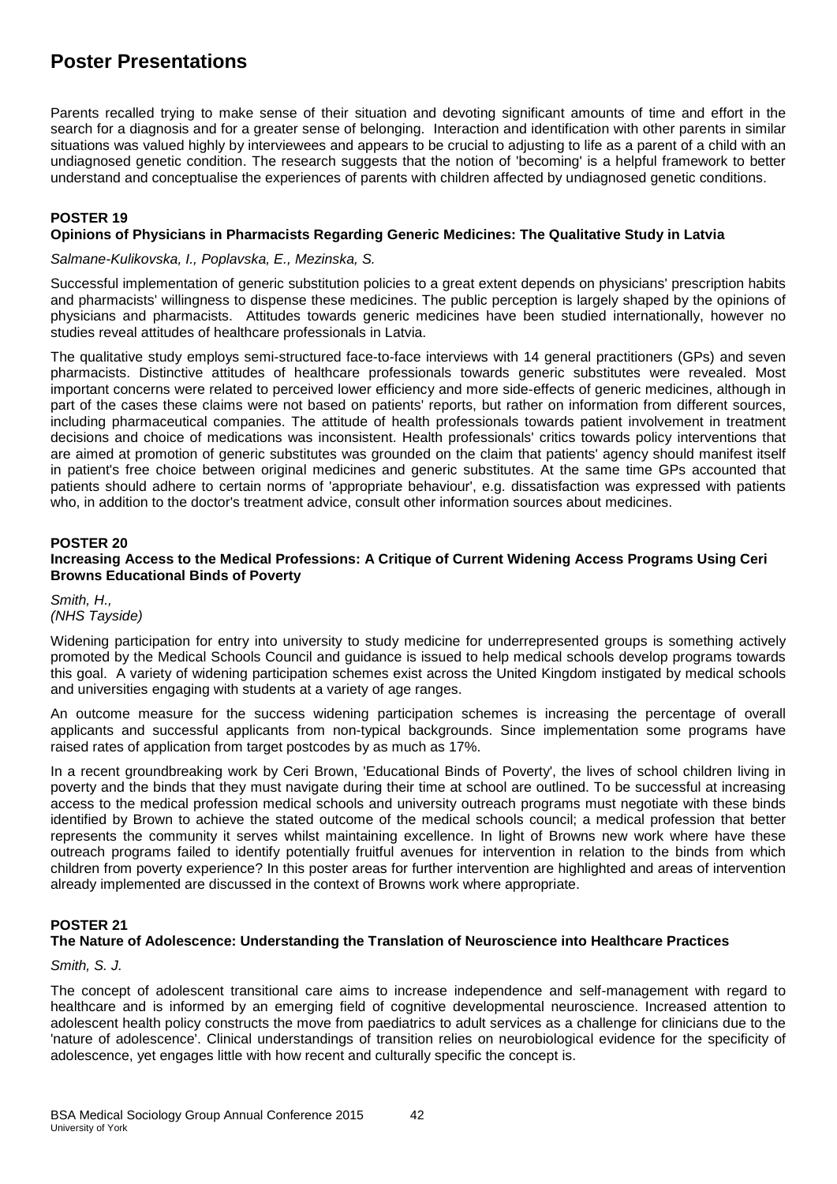# Poster Presentations

Parents recalled trying to make sense of their situation and devoting significant amounts of time and effort in the search for a diagnosis and for a greater sense of belonging. Interaction and identification with other parents in similar situations was valued highly by interviewees and appears to be crucial to adjusting to life as a parent of a child with an undiagnosed genetic condition. The research suggests that the notion of 'becoming' is a helpful framework to better understand and conceptualise the experiences of parents with children affected by undiagnosed genetic conditions.

**POSTER 19**

**Opinions of Physicians in Pharmacists Regarding Generic Medicines: The Qualitative Study in Latvia**

*Salmane-Kulikovska, I., Poplavska, E., Mezinska, S.*

Successful implementation of generic substitution policies to a great extent depends on physicians' prescription habits and pharmacists' willingness to dispense these medicines. The public perception is largely shaped by the opinions of physicians and pharmacists. Attitudes towards generic medicines have been studied internationally, however no studies reveal attitudes of healthcare professionals in Latvia.

The qualitative study employs semi-structured face-to-face interviews with 14 general practitioners (GPs) and seven pharmacists. Distinctive attitudes of healthcare professionals towards generic substitutes were revealed. Most important concerns were related to perceived lower efficiency and more side-effects of generic medicines, although in part of the cases these claims were not based on patients' reports, but rather on information from different sources, including pharmaceutical companies. The attitude of health professionals towards patient involvement in treatment decisions and choice of medications was inconsistent. Health professionals' critics towards policy interventions that are aimed at promotion of generic substitutes was grounded on the claim that patients' agency should manifest itself in patient's free choice between original medicines and generic substitutes. At the same time GPs accounted that patients should adhere to certain norms of 'appropriate behaviour', e.g. dissatisfaction was expressed with patients who, in addition to the doctor's treatment advice, consult other information sources about medicines.

**POSTER 20**

**Increasing Access to the Medical Professions: A Critique of Current Widening Access Programs Using Ceri Browns Educational Binds of Poverty**

*Smith, H.,*
*(NHS Tayside)*

Widening participation for entry into university to study medicine for underrepresented groups is something actively promoted by the Medical Schools Council and guidance is issued to help medical schools develop programs towards this goal. A variety of widening participation schemes exist across the United Kingdom instigated by medical schools and universities engaging with students at a variety of age ranges.

An outcome measure for the success widening participation schemes is increasing the percentage of overall applicants and successful applicants from non-typical backgrounds. Since implementation some programs have raised rates of application from target postcodes by as much as 17%.

In a recent groundbreaking work by Ceri Brown, 'Educational Binds of Poverty', the lives of school children living in poverty and the binds that they must navigate during their time at school are outlined. To be successful at increasing access to the medical profession medical schools and university outreach programs must negotiate with these binds identified by Brown to achieve the stated outcome of the medical schools council; a medical profession that better represents the community it serves whilst maintaining excellence. In light of Browns new work where have these outreach programs failed to identify potentially fruitful avenues for intervention in relation to the binds from which children from poverty experience? In this poster areas for further intervention are highlighted and areas of intervention already implemented are discussed in the context of Browns work where appropriate.

**POSTER 21**

**The Nature of Adolescence: Understanding the Translation of Neuroscience into Healthcare Practices**

*Smith, S. J.*

The concept of adolescent transitional care aims to increase independence and self-management with regard to healthcare and is informed by an emerging field of cognitive developmental neuroscience. Increased attention to adolescent health policy constructs the move from paediatrics to adult services as a challenge for clinicians due to the 'nature of adolescence'. Clinical understandings of transition relies on neurobiological evidence for the specificity of adolescence, yet engages little with how recent and culturally specific the concept is.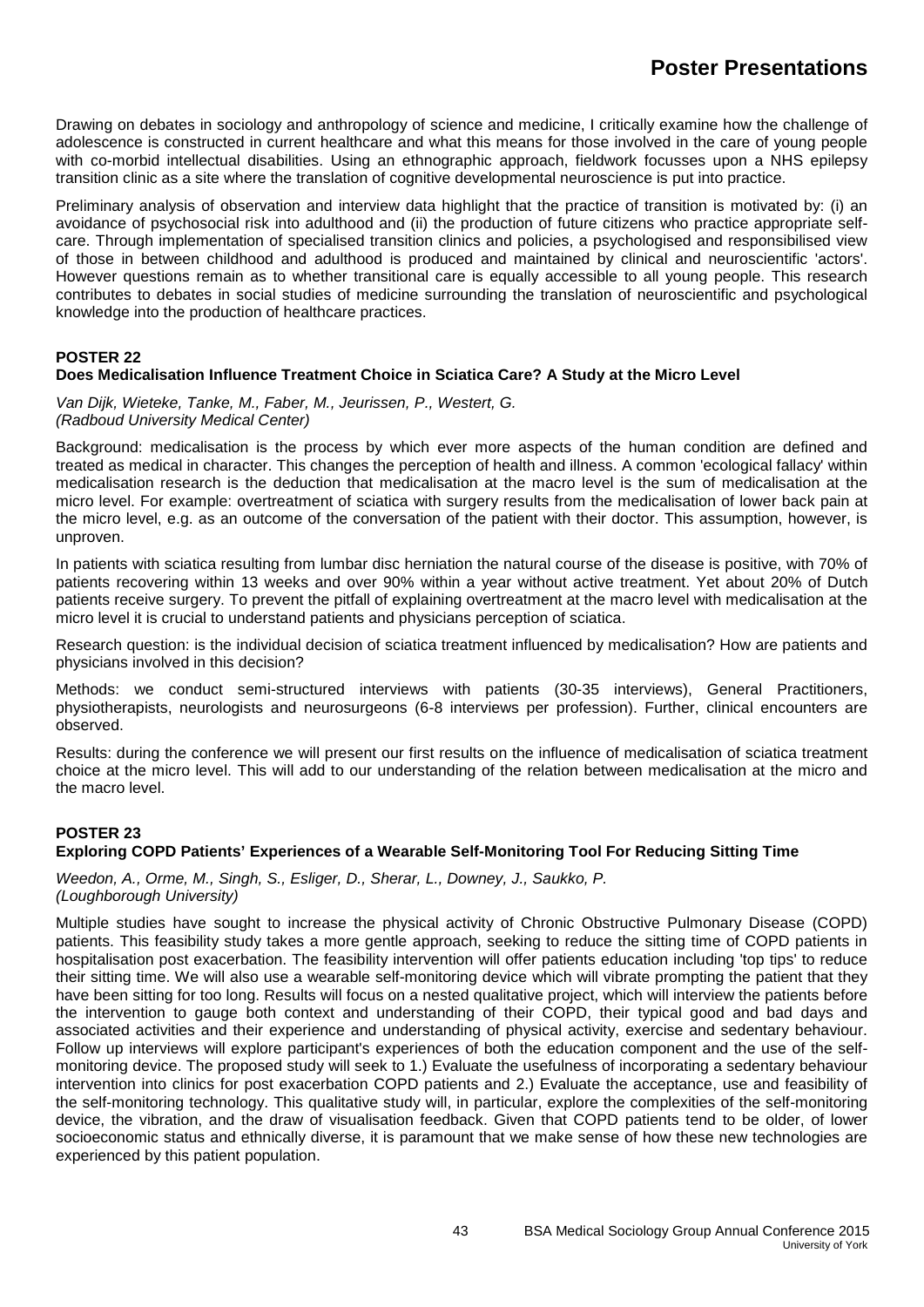Drawing on debates in sociology and anthropology of science and medicine, I critically examine how the challenge of adolescence is constructed in current healthcare and what this means for those involved in the care of young people with co-morbid intellectual disabilities. Using an ethnographic approach, fieldwork focusses upon a NHS epilepsy transition clinic as a site where the translation of cognitive developmental neuroscience is put into practice.

Preliminary analysis of observation and interview data highlight that the practice of transition is motivated by: (i) an avoidance of psychosocial risk into adulthood and (ii) the production of future citizens who practice appropriate self-care. Through implementation of specialised transition clinics and policies, a psychologised and responsibilised view of those in between childhood and adulthood is produced and maintained by clinical and neuroscientific 'actors'. However questions remain as to whether transitional care is equally accessible to all young people. This research contributes to debates in social studies of medicine surrounding the translation of neuroscientific and psychological knowledge into the production of healthcare practices.

**POSTER 22**

**Does Medicalisation Influence Treatment Choice in Sciatica Care? A Study at the Micro Level**

*Van Dijk, Wieteke, Tanke, M., Faber, M., Jeurissen, P., Westert, G.*
*(Radboud University Medical Center)*

Background: medicalisation is the process by which ever more aspects of the human condition are defined and treated as medical in character. This changes the perception of health and illness. A common 'ecological fallacy' within medicalisation research is the deduction that medicalisation at the macro level is the sum of medicalisation at the micro level. For example: overtreatment of sciatica with surgery results from the medicalisation of lower back pain at the micro level, e.g. as an outcome of the conversation of the patient with their doctor. This assumption, however, is unproven.

In patients with sciatica resulting from lumbar disc herniation the natural course of the disease is positive, with 70% of patients recovering within 13 weeks and over 90% within a year without active treatment. Yet about 20% of Dutch patients receive surgery. To prevent the pitfall of explaining overtreatment at the macro level with medicalisation at the micro level it is crucial to understand patients and physicians perception of sciatica.

Research question: is the individual decision of sciatica treatment influenced by medicalisation? How are patients and physicians involved in this decision?

Methods: we conduct semi-structured interviews with patients (30-35 interviews), General Practitioners, physiotherapists, neurologists and neurosurgeons (6-8 interviews per profession). Further, clinical encounters are observed.

Results: during the conference we will present our first results on the influence of medicalisation of sciatica treatment choice at the micro level. This will add to our understanding of the relation between medicalisation at the micro and the macro level.

**POSTER 23**

**Exploring COPD Patients' Experiences of a Wearable Self-Monitoring Tool For Reducing Sitting Time**

*Weedon, A., Orme, M., Singh, S., Esliger, D., Sherar, L., Downey, J., Saukko, P.*
*(Loughborough University)*

Multiple studies have sought to increase the physical activity of Chronic Obstructive Pulmonary Disease (COPD) patients. This feasibility study takes a more gentle approach, seeking to reduce the sitting time of COPD patients in hospitalisation post exacerbation. The feasibility intervention will offer patients education including 'top tips' to reduce their sitting time. We will also use a wearable self-monitoring device which will vibrate prompting the patient that they have been sitting for too long. Results will focus on a nested qualitative project, which will interview the patients before the intervention to gauge both context and understanding of their COPD, their typical good and bad days and associated activities and their experience and understanding of physical activity, exercise and sedentary behaviour. Follow up interviews will explore participant's experiences of both the education component and the use of the self-monitoring device. The proposed study will seek to 1.) Evaluate the usefulness of incorporating a sedentary behaviour intervention into clinics for post exacerbation COPD patients and 2.) Evaluate the acceptance, use and feasibility of the self-monitoring technology. This qualitative study will, in particular, explore the complexities of the self-monitoring device, the vibration, and the draw of visualisation feedback. Given that COPD patients tend to be older, of lower socioeconomic status and ethnically diverse, it is paramount that we make sense of how these new technologies are experienced by this patient population.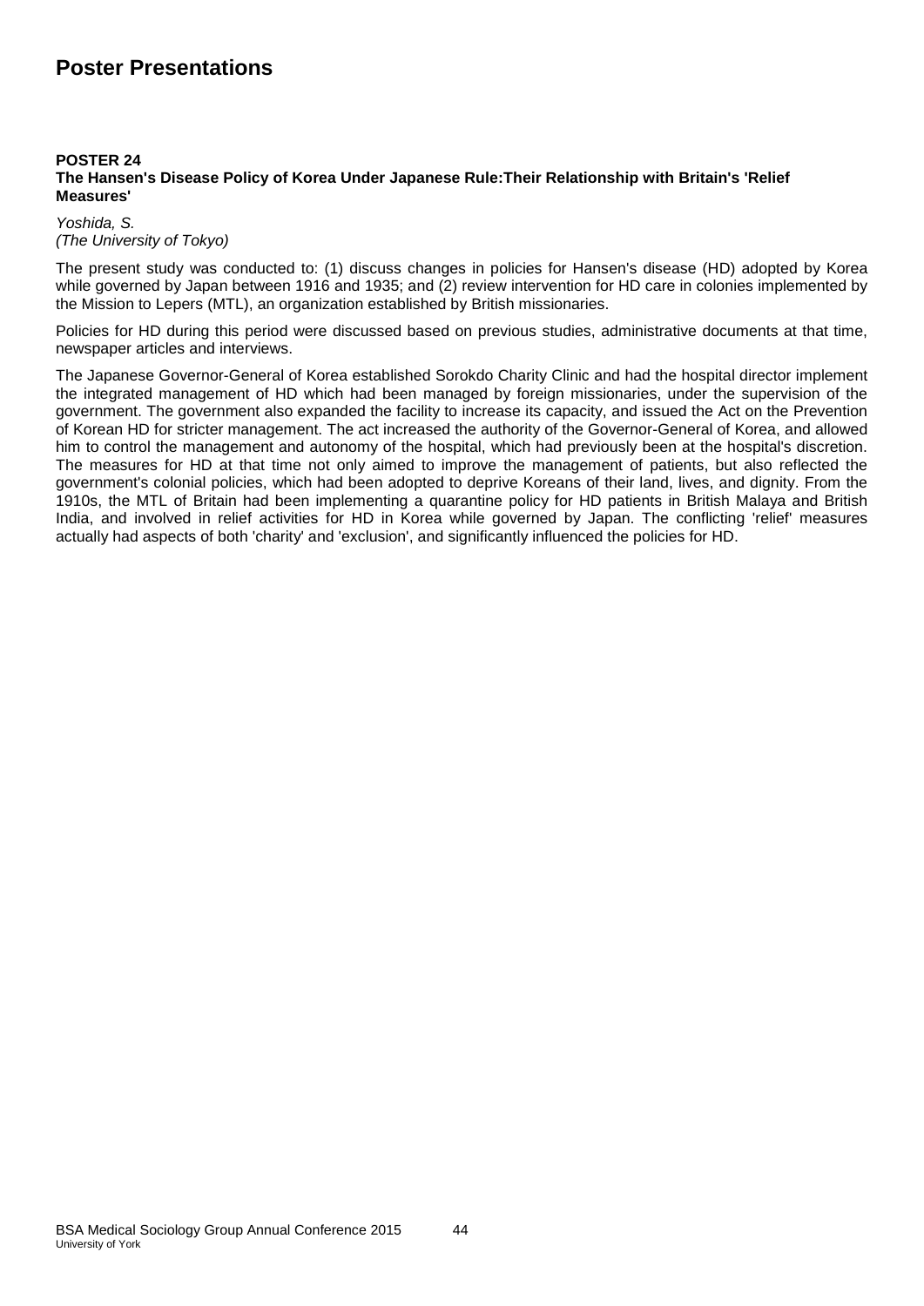# Poster Presentations

**POSTER 24**
**The Hansen's Disease Policy of Korea Under Japanese Rule:Their Relationship with Britain's 'Relief Measures'**

*Yoshida, S.*
*(The University of Tokyo)*

The present study was conducted to: (1) discuss changes in policies for Hansen's disease (HD) adopted by Korea while governed by Japan between 1916 and 1935; and (2) review intervention for HD care in colonies implemented by the Mission to Lepers (MTL), an organization established by British missionaries.

Policies for HD during this period were discussed based on previous studies, administrative documents at that time, newspaper articles and interviews.

The Japanese Governor-General of Korea established Sorokdo Charity Clinic and had the hospital director implement the integrated management of HD which had been managed by foreign missionaries, under the supervision of the government. The government also expanded the facility to increase its capacity, and issued the Act on the Prevention of Korean HD for stricter management. The act increased the authority of the Governor-General of Korea, and allowed him to control the management and autonomy of the hospital, which had previously been at the hospital's discretion. The measures for HD at that time not only aimed to improve the management of patients, but also reflected the government's colonial policies, which had been adopted to deprive Koreans of their land, lives, and dignity. From the 1910s, the MTL of Britain had been implementing a quarantine policy for HD patients in British Malaya and British India, and involved in relief activities for HD in Korea while governed by Japan. The conflicting 'relief' measures actually had aspects of both 'charity' and 'exclusion', and significantly influenced the policies for HD.